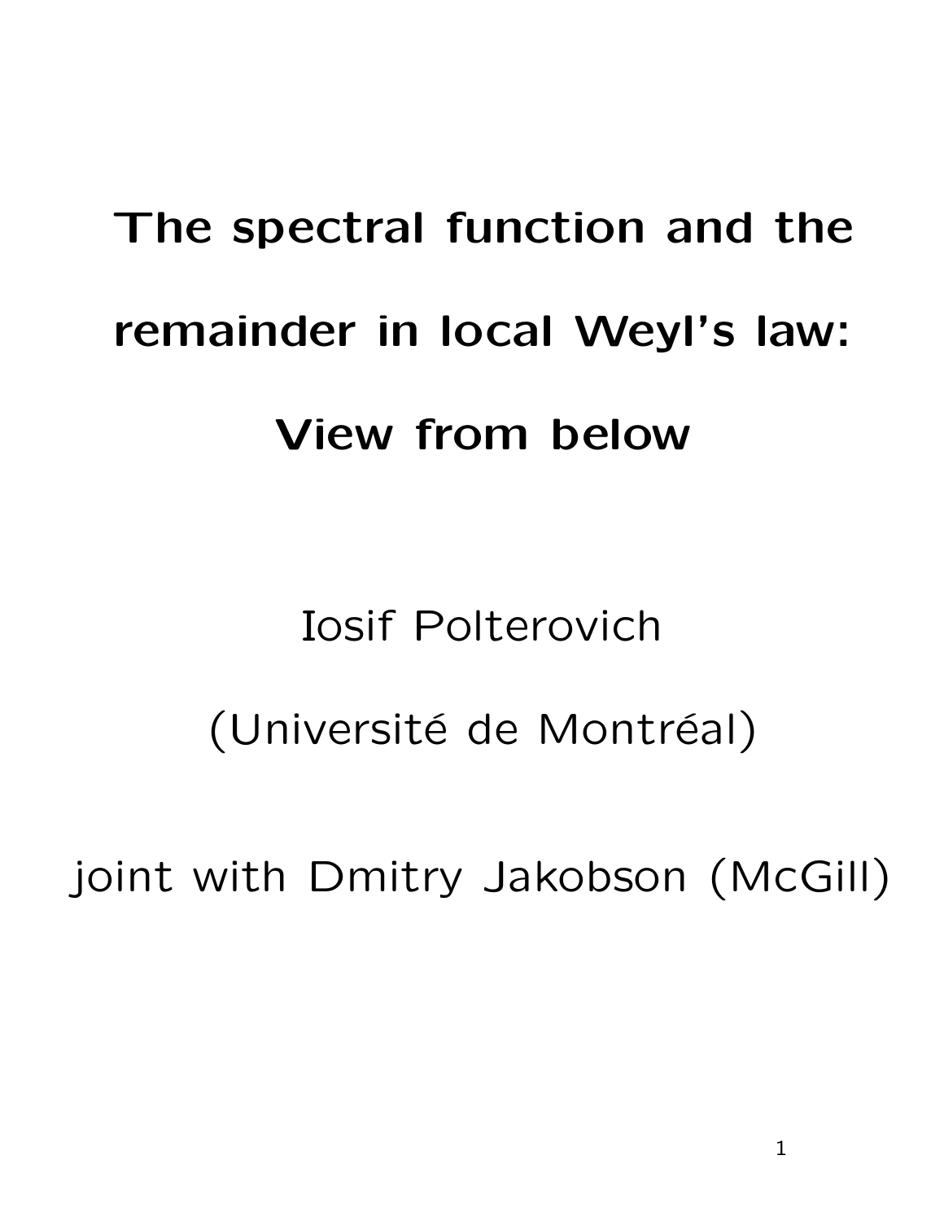# The spectral function and the remainder in local Weyl's law: View from below

Iosif Polterovich

(Université de Montréal)

joint with Dmitry Jakobson (McGill)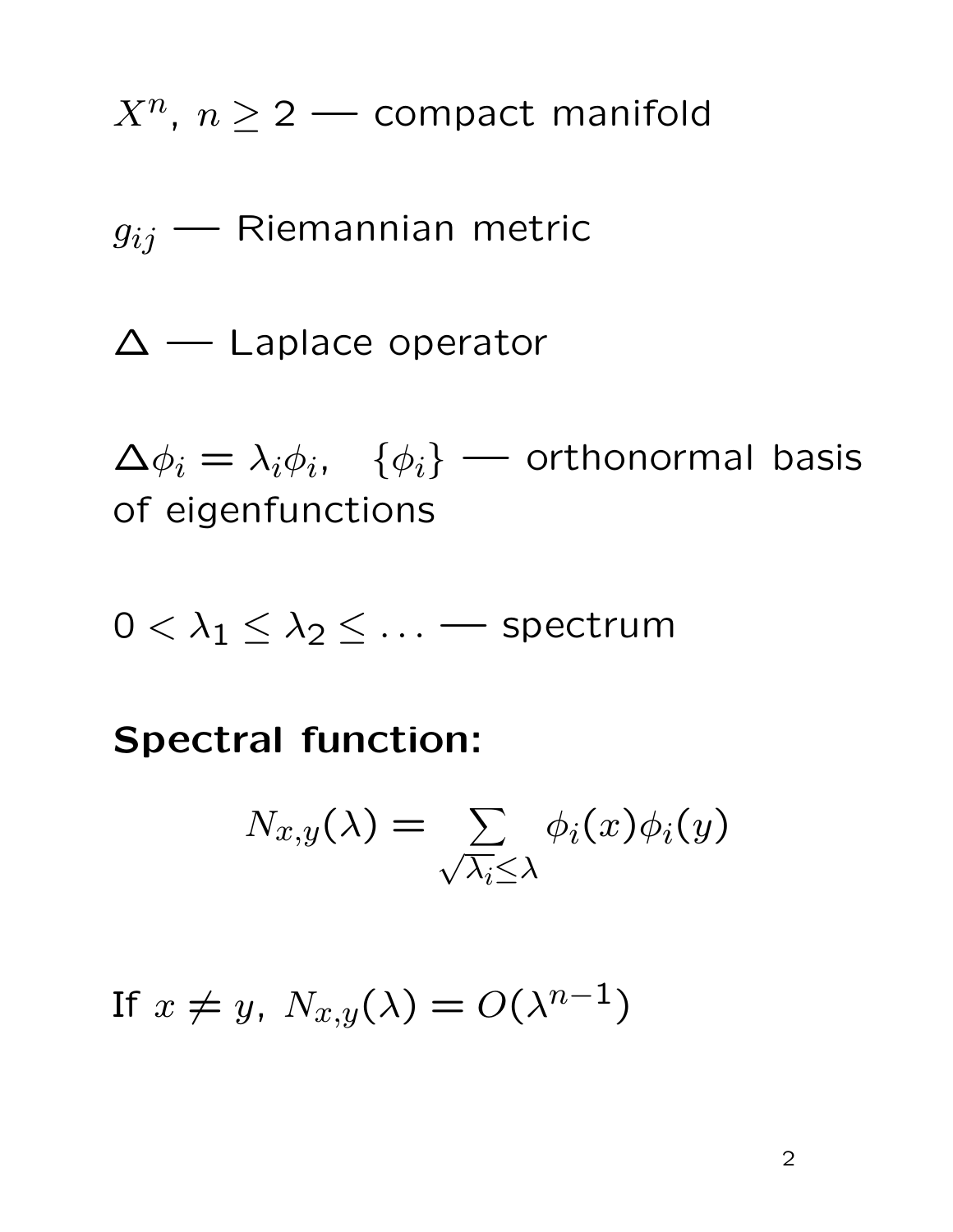$X^n$, $n \geq 2$ — compact manifold

$g_{ij}$ — Riemannian metric

$\Delta$ — Laplace operator

$\Delta \phi_i = \lambda_i \phi_i$, $\{\phi_i\}$ — orthonormal basis of eigenfunctions

$0 < \lambda_1 \leq \lambda_2 \leq \ldots$ — spectrum

**Spectral function:**

$$N_{x,y}(\lambda) = \sum_{\sqrt{\lambda_i} \leq \lambda} \phi_i(x)\phi_i(y)$$

If $x \neq y$, $N_{x,y}(\lambda) = O(\lambda^{n-1})$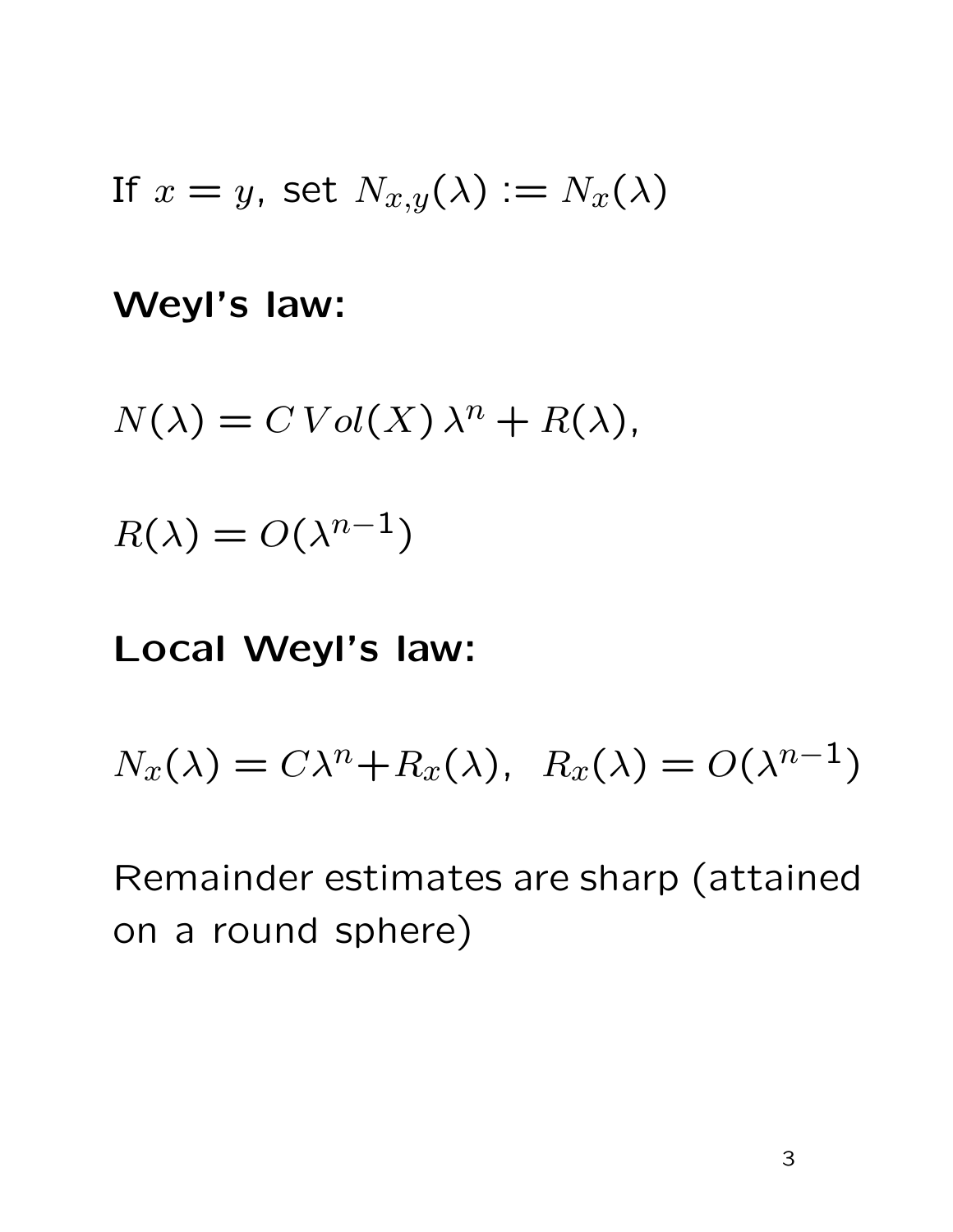If $x = y$, set $N_{x,y}(\lambda) := N_x(\lambda)$

**Weyl's law:**

$$N(\lambda) = C\,Vol(X)\,\lambda^n + R(\lambda),$$

$$R(\lambda) = O(\lambda^{n-1})$$

**Local Weyl's law:**

$$N_x(\lambda) = C\lambda^n + R_x(\lambda), \;\; R_x(\lambda) = O(\lambda^{n-1})$$

Remainder estimates are sharp (attained on a round sphere)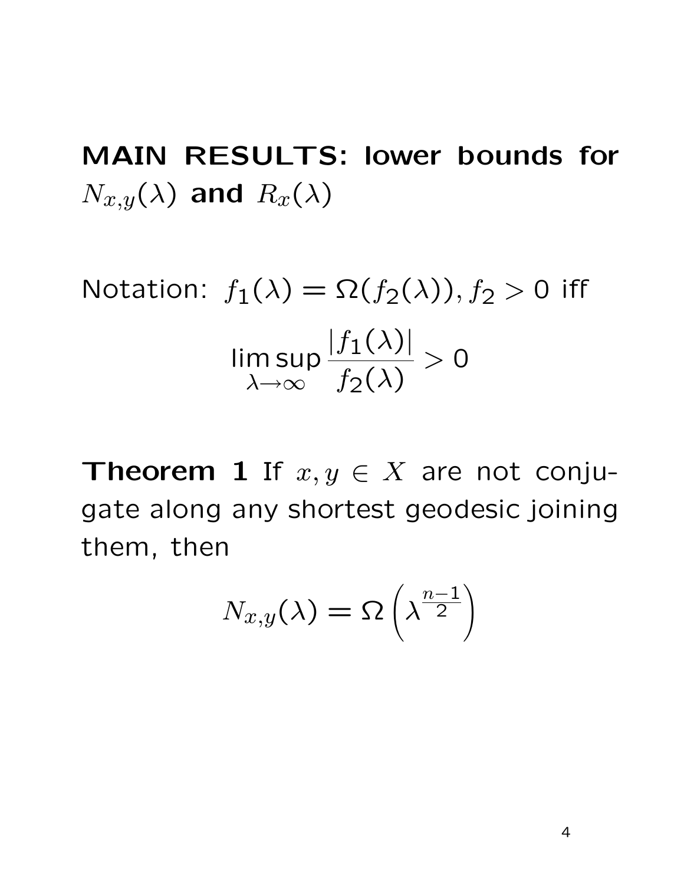## MAIN RESULTS: lower bounds for $N_{x,y}(\lambda)$ and $R_x(\lambda)$

Notation: $f_1(\lambda) = \Omega(f_2(\lambda)), f_2 > 0$ iff

$$\limsup_{\lambda \to \infty} \frac{|f_1(\lambda)|}{f_2(\lambda)} > 0$$

**Theorem 1** If $x, y \in X$ are not conjugate along any shortest geodesic joining them, then

$$N_{x,y}(\lambda) = \Omega\left(\lambda^{\frac{n-1}{2}}\right)$$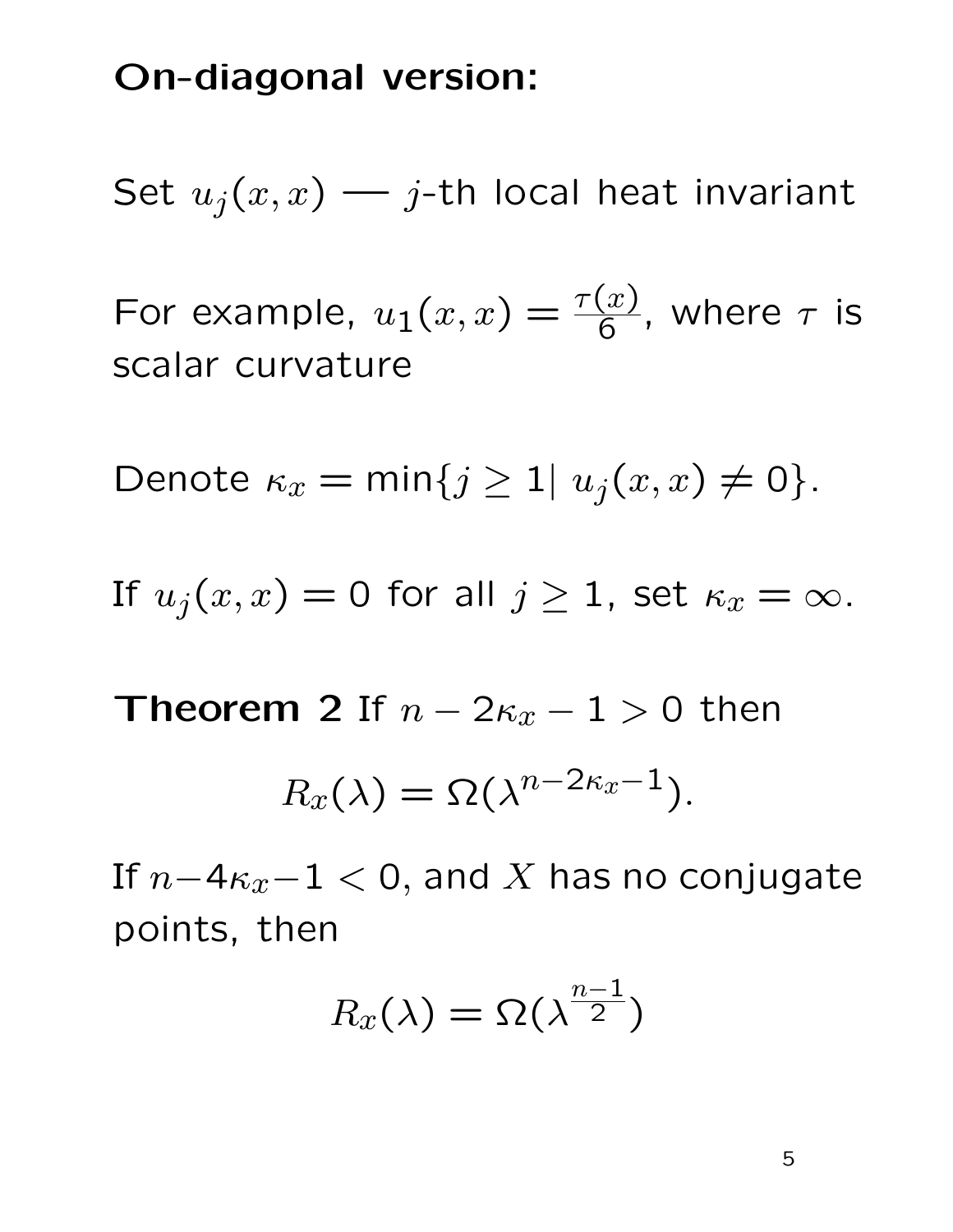**On-diagonal version:**

Set $u_j(x,x)$ — $j$-th local heat invariant

For example, $u_1(x,x) = \frac{\tau(x)}{6}$, where $\tau$ is scalar curvature

Denote $\kappa_x = \min\{j \geq 1 | \; u_j(x,x) \neq 0\}$.

If $u_j(x,x) = 0$ for all $j \geq 1$, set $\kappa_x = \infty$.

**Theorem 2** If $n - 2\kappa_x - 1 > 0$ then

$$R_x(\lambda) = \Omega(\lambda^{n-2\kappa_x-1}).$$

If $n - 4\kappa_x - 1 < 0$, and $X$ has no conjugate points, then

$$R_x(\lambda) = \Omega(\lambda^{\frac{n-1}{2}})$$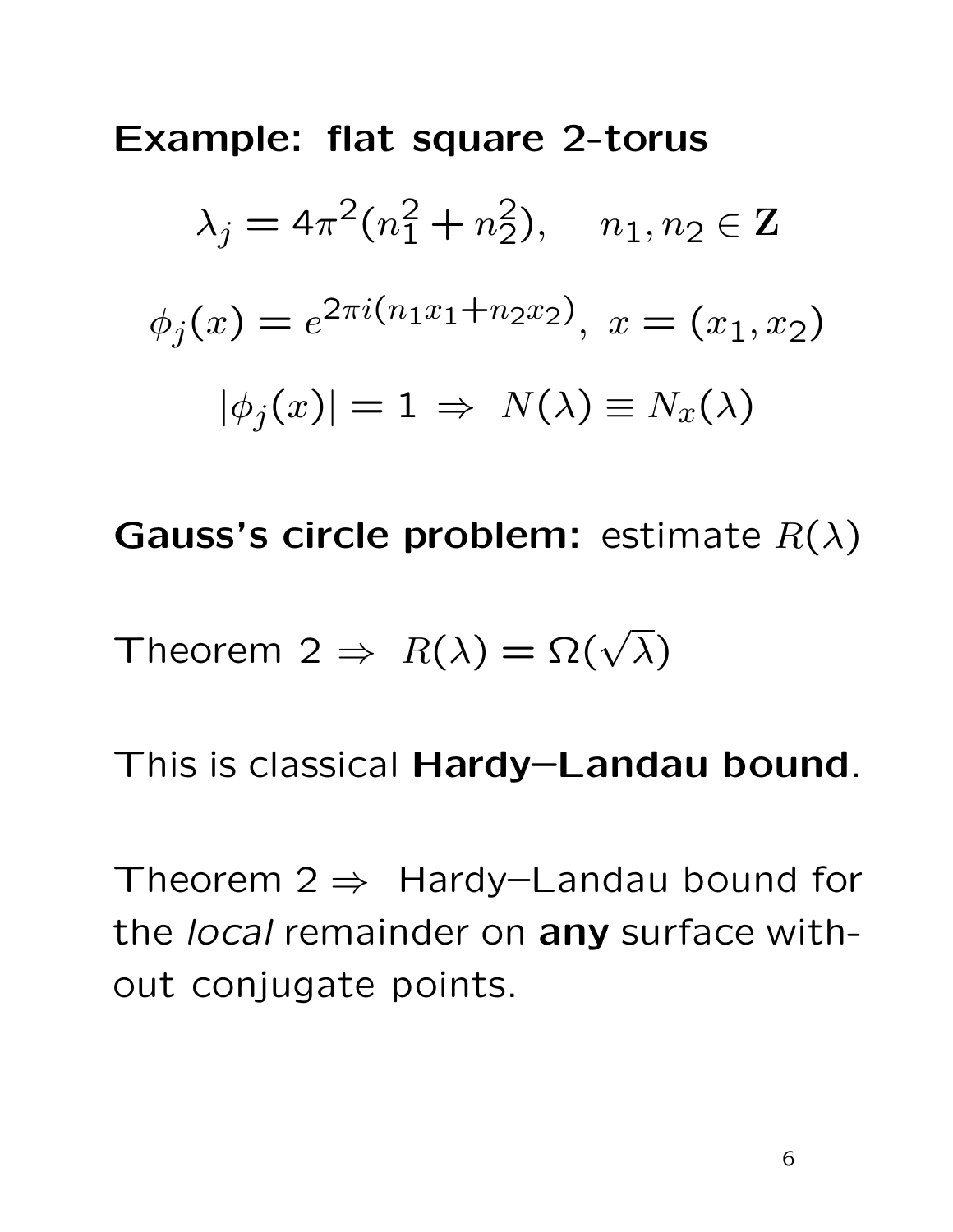**Example: flat square 2-torus**

$$\lambda_j = 4\pi^2(n_1^2 + n_2^2), \quad n_1, n_2 \in \mathbf{Z}$$

$$\phi_j(x) = e^{2\pi i(n_1 x_1 + n_2 x_2)}, \; x = (x_1, x_2)$$

$$|\phi_j(x)| = 1 \;\Rightarrow\; N(\lambda) \equiv N_x(\lambda)$$

**Gauss's circle problem:** estimate $R(\lambda)$

Theorem 2 $\Rightarrow$ $R(\lambda) = \Omega(\sqrt{\lambda})$

This is classical **Hardy–Landau bound**.

Theorem 2 $\Rightarrow$ Hardy–Landau bound for the *local* remainder on **any** surface without conjugate points.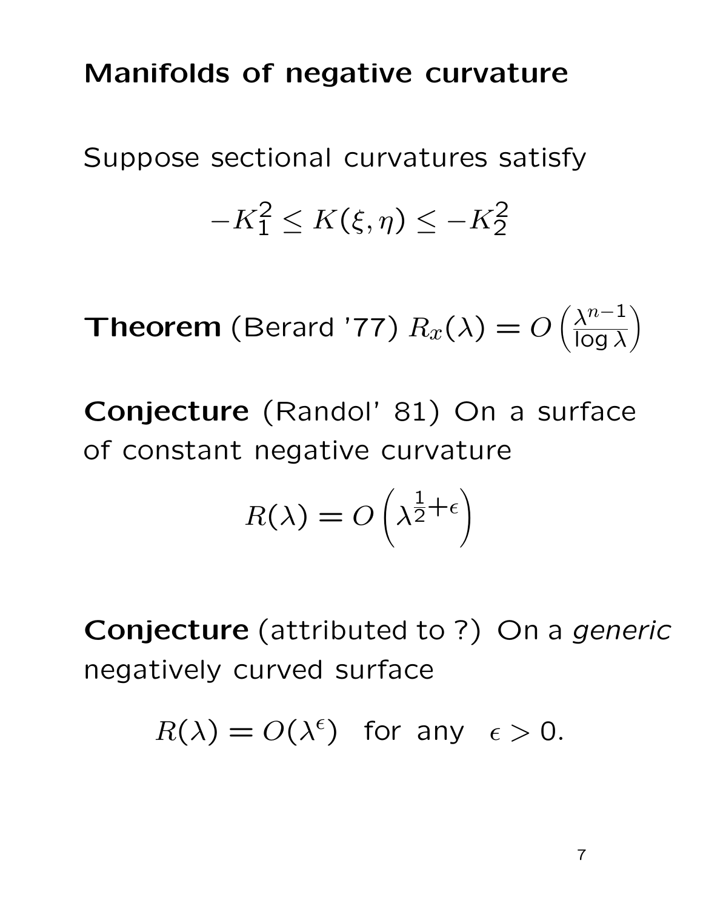# Manifolds of negative curvature

Suppose sectional curvatures satisfy

$$-K_1^2 \leq K(\xi, \eta) \leq -K_2^2$$

**Theorem** (Berard '77) $R_x(\lambda) = O\left(\frac{\lambda^{n-1}}{\log \lambda}\right)$

**Conjecture** (Randol' 81) On a surface of constant negative curvature

$$R(\lambda) = O\left(\lambda^{\frac{1}{2}+\epsilon}\right)$$

**Conjecture** (attributed to ?) On a *generic* negatively curved surface

$$R(\lambda) = O(\lambda^{\epsilon}) \quad \text{for any} \quad \epsilon > 0.$$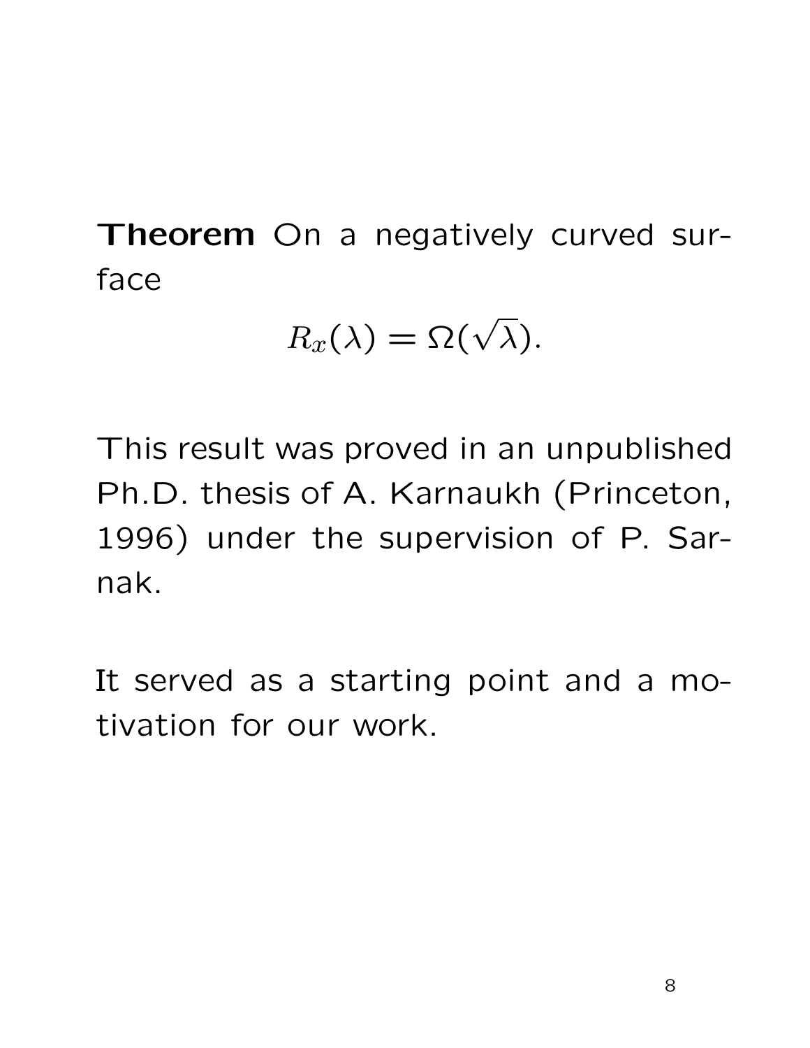**Theorem** On a negatively curved surface

$$R_x(\lambda) = \Omega(\sqrt{\lambda}).$$

This result was proved in an unpublished Ph.D. thesis of A. Karnaukh (Princeton, 1996) under the supervision of P. Sarnak.

It served as a starting point and a motivation for our work.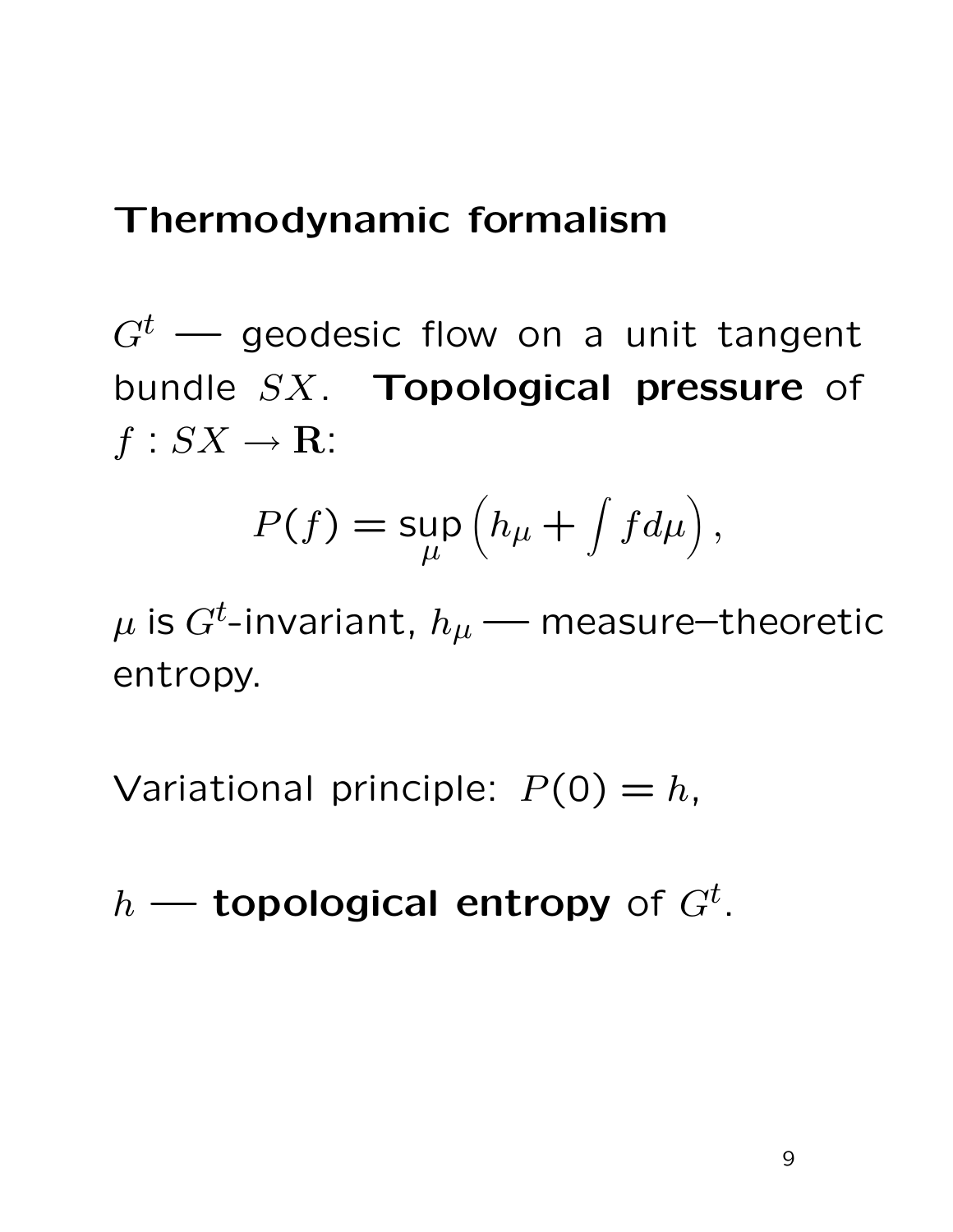# Thermodynamic formalism

$G^t$ — geodesic flow on a unit tangent bundle $SX$. **Topological pressure** of $f : SX \to \mathbf{R}$:

$$P(f) = \sup_{\mu} \left( h_\mu + \int f d\mu \right),$$

$\mu$ is $G^t$-invariant, $h_\mu$ — measure–theoretic entropy.

Variational principle: $P(0) = h$,

$h$ — **topological entropy** of $G^t$.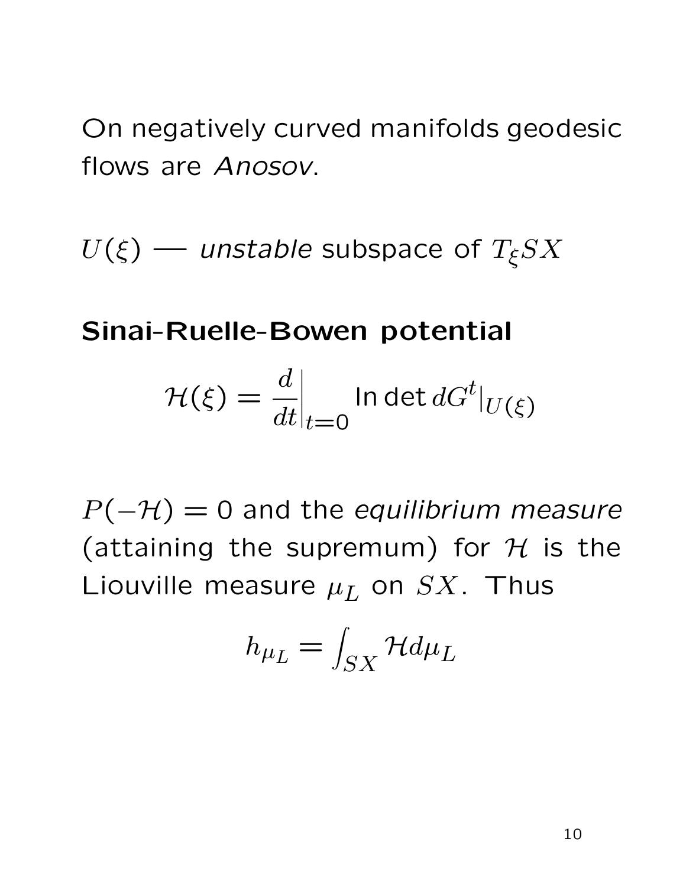On negatively curved manifolds geodesic flows are *Anosov*.

$U(\xi)$ — *unstable* subspace of $T_\xi SX$

**Sinai-Ruelle-Bowen potential**

$$\mathcal{H}(\xi) = \left.\frac{d}{dt}\right|_{t=0} \ln \det dG^t|_{U(\xi)}$$

$P(-\mathcal{H}) = 0$ and the *equilibrium measure* (attaining the supremum) for $\mathcal{H}$ is the Liouville measure $\mu_L$ on $SX$. Thus

$$h_{\mu_L} = \int_{SX} \mathcal{H} d\mu_L$$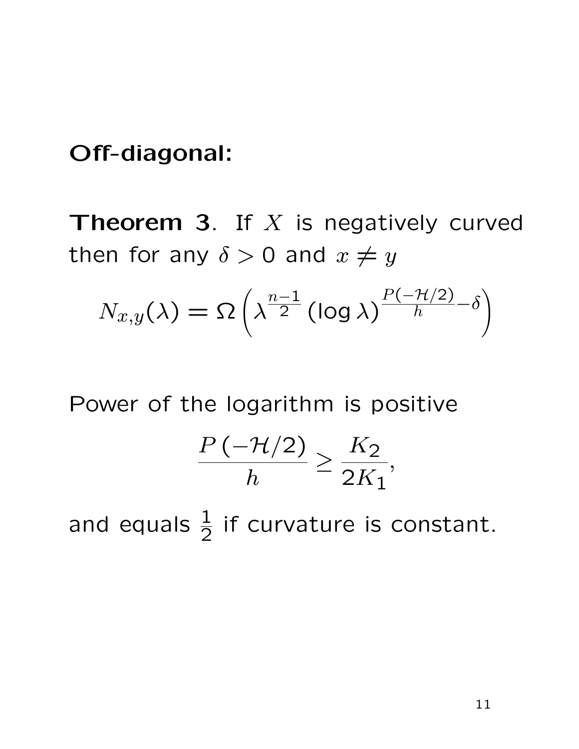**Off-diagonal:**

**Theorem 3**. If $X$ is negatively curved then for any $\delta > 0$ and $x \neq y$

$$N_{x,y}(\lambda) = \Omega\left(\lambda^{\frac{n-1}{2}} (\log \lambda)^{\frac{P(-\mathcal{H}/2)}{h} - \delta}\right)$$

Power of the logarithm is positive

$$\frac{P(-\mathcal{H}/2)}{h} \geq \frac{K_2}{2K_1},$$

and equals $\frac{1}{2}$ if curvature is constant.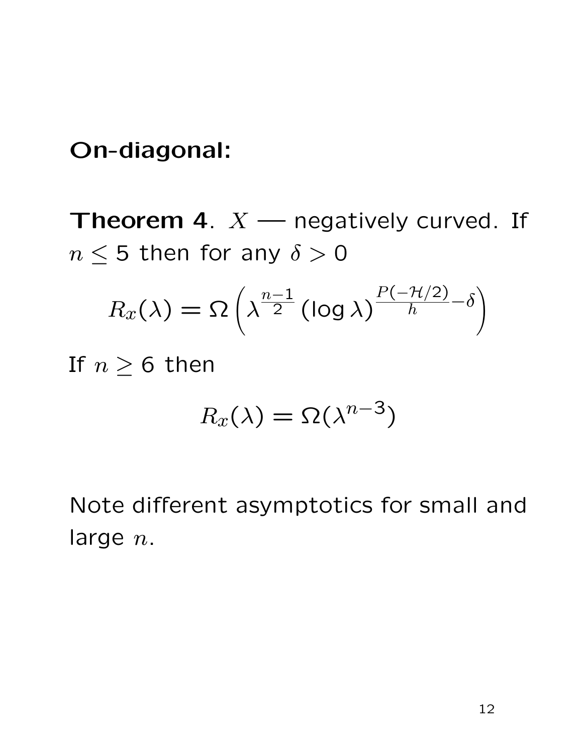**On-diagonal:**

**Theorem 4**. $X$ — negatively curved. If $n \leq 5$ then for any $\delta > 0$

$$R_x(\lambda) = \Omega\left(\lambda^{\frac{n-1}{2}} (\log \lambda)^{\frac{P(-\mathcal{H}/2)}{h} - \delta}\right)$$

If $n \geq 6$ then

$$R_x(\lambda) = \Omega(\lambda^{n-3})$$

Note different asymptotics for small and large $n$.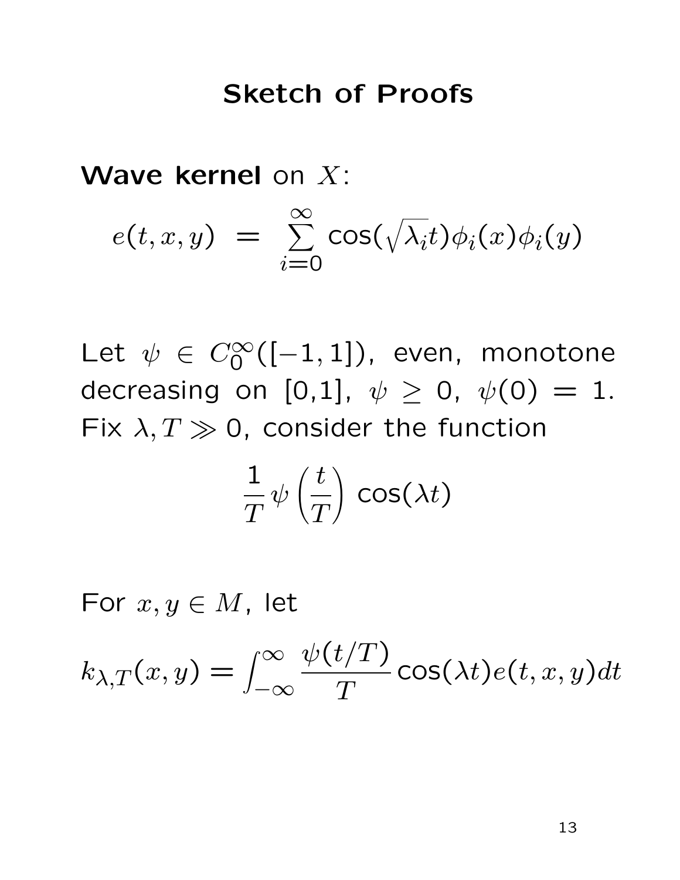# Sketch of Proofs

**Wave kernel** on $X$:

$$e(t, x, y) \;=\; \sum_{i=0}^{\infty} \cos(\sqrt{\lambda_i} t)\phi_i(x)\phi_i(y)$$

Let $\psi \in C_0^\infty([-1,1])$, even, monotone decreasing on [0,1], $\psi \geq 0$, $\psi(0) = 1$. Fix $\lambda, T \gg 0$, consider the function

$$\frac{1}{T}\psi\left(\frac{t}{T}\right)\cos(\lambda t)$$

For $x, y \in M$, let

$$k_{\lambda,T}(x,y) = \int_{-\infty}^{\infty} \frac{\psi(t/T)}{T}\cos(\lambda t) e(t,x,y) dt$$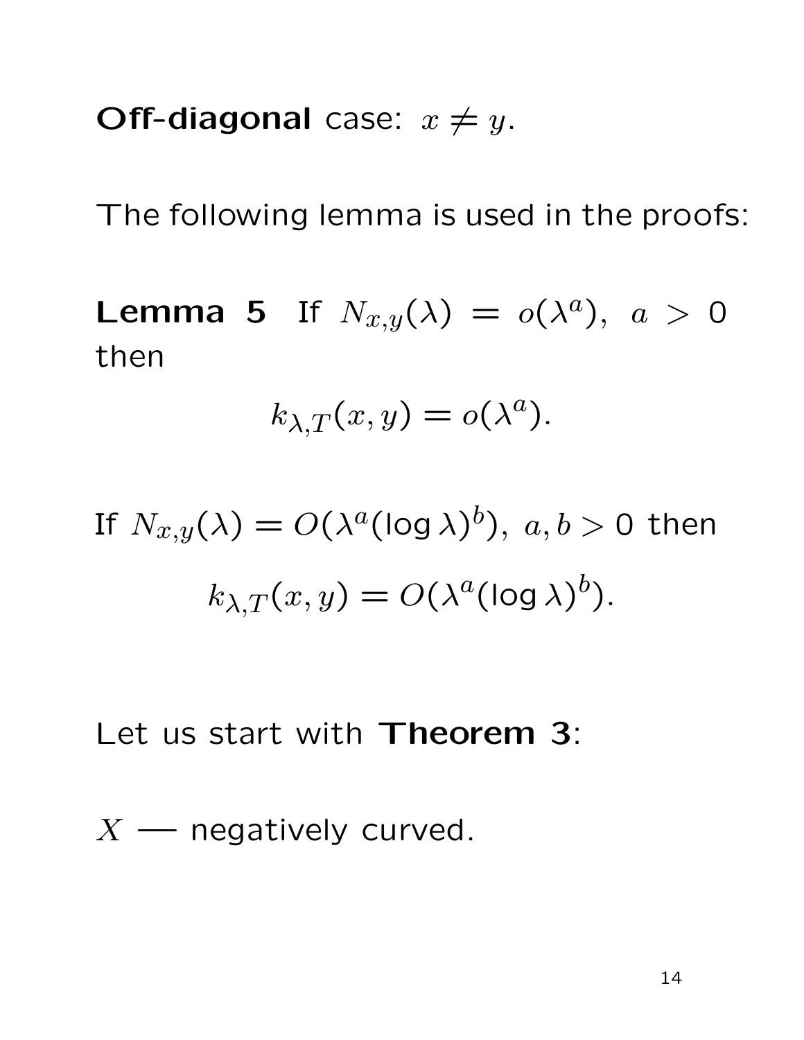**Off-diagonal** case: $x \neq y$.

The following lemma is used in the proofs:

**Lemma 5** If $N_{x,y}(\lambda) = o(\lambda^a),\ a > 0$ then

$$k_{\lambda,T}(x,y) = o(\lambda^a).$$

If $N_{x,y}(\lambda) = O(\lambda^a (\log \lambda)^b),\ a, b > 0$ then

$$k_{\lambda,T}(x,y) = O(\lambda^a (\log \lambda)^b).$$

Let us start with **Theorem 3**:

$X$ — negatively curved.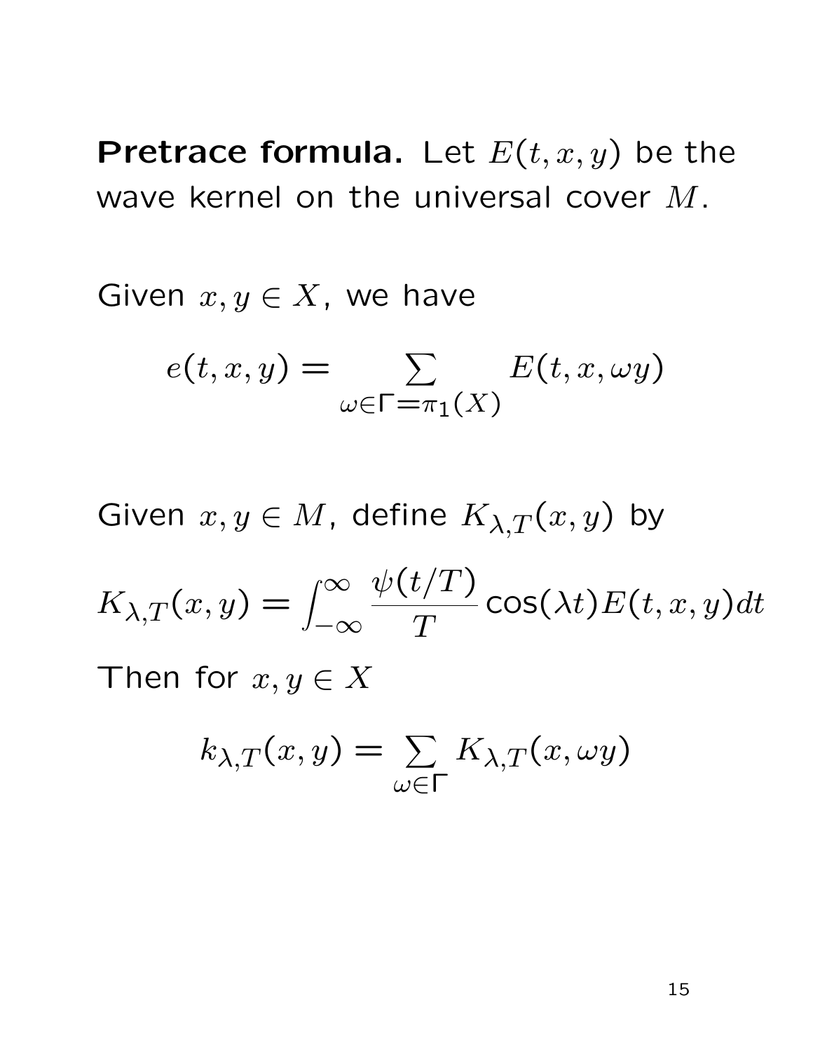**Pretrace formula.** Let $E(t, x, y)$ be the wave kernel on the universal cover $M$.

Given $x, y \in X$, we have

$$e(t, x, y) = \sum_{\omega \in \Gamma = \pi_1(X)} E(t, x, \omega y)$$

Given $x, y \in M$, define $K_{\lambda,T}(x, y)$ by

$$K_{\lambda,T}(x, y) = \int_{-\infty}^{\infty} \frac{\psi(t/T)}{T} \cos(\lambda t) E(t, x, y) dt$$

Then for $x, y \in X$

$$k_{\lambda,T}(x, y) = \sum_{\omega \in \Gamma} K_{\lambda,T}(x, \omega y)$$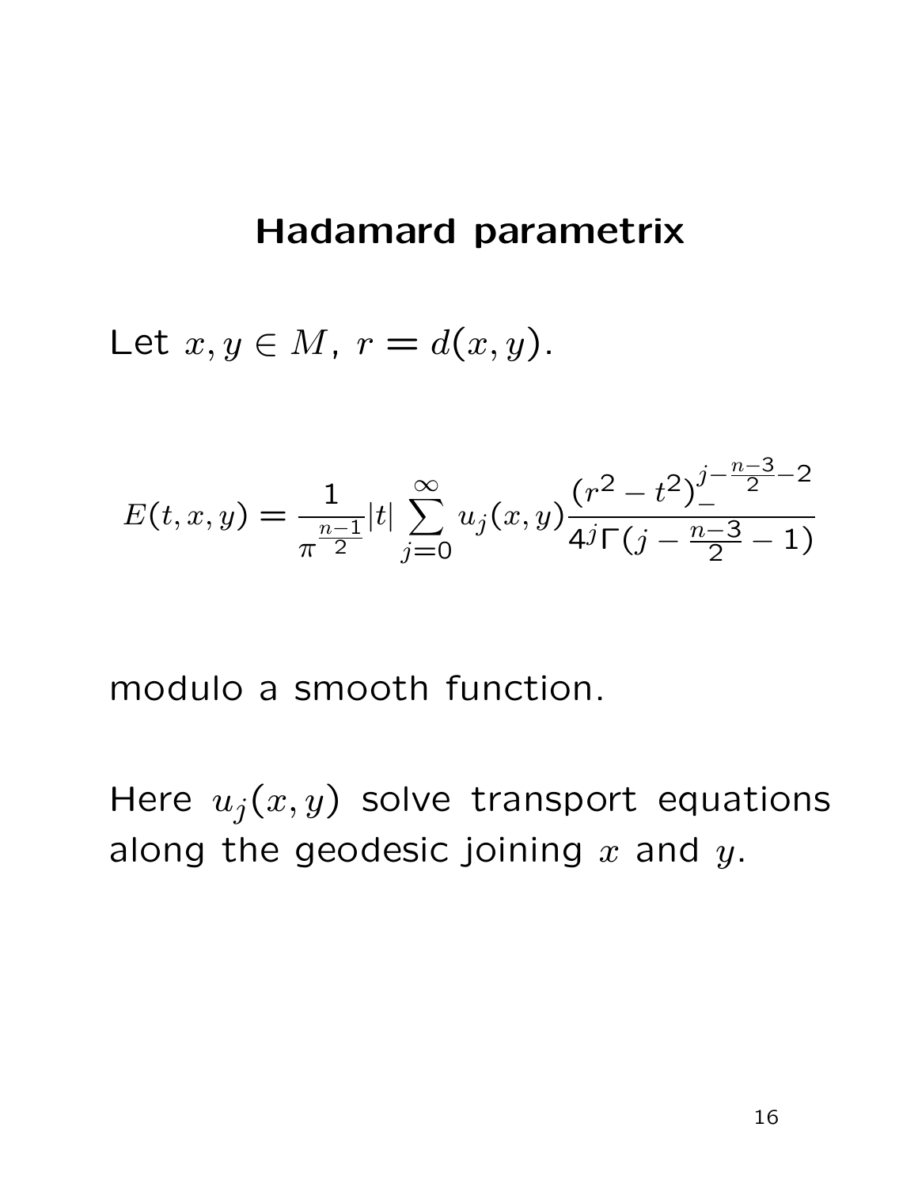# Hadamard parametrix

Let $x, y \in M$, $r = d(x, y)$.

$$E(t, x, y) = \frac{1}{\pi^{\frac{n-1}{2}}} |t| \sum_{j=0}^{\infty} u_j(x, y) \frac{(r^2 - t^2)_-^{j - \frac{n-3}{2} - 2}}{4^j \Gamma(j - \frac{n-3}{2} - 1)}$$

modulo a smooth function.

Here $u_j(x, y)$ solve transport equations along the geodesic joining $x$ and $y$.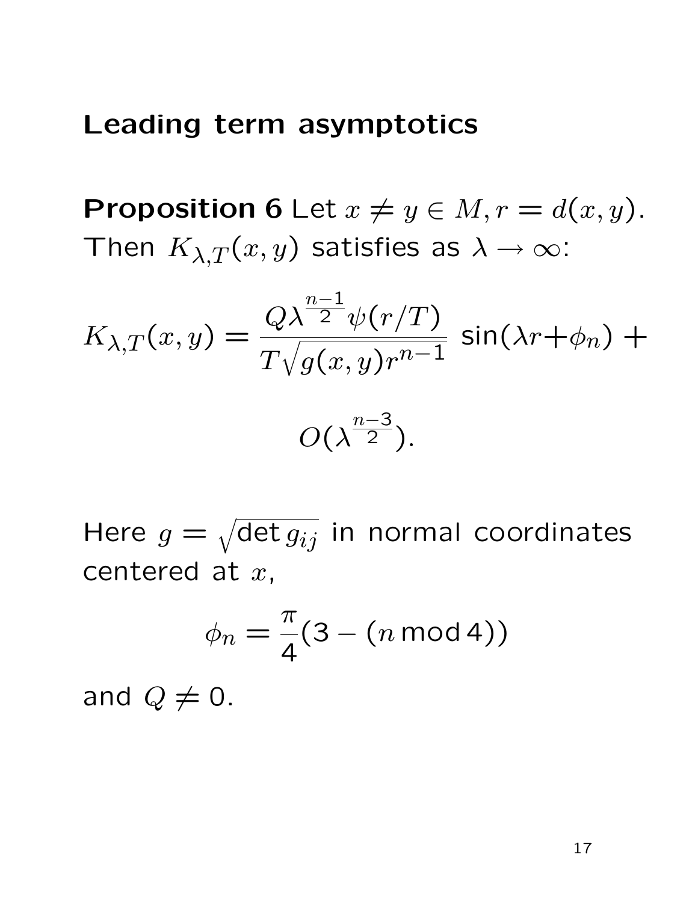## Leading term asymptotics

**Proposition 6** Let $x \neq y \in M, r = d(x,y)$. Then $K_{\lambda,T}(x,y)$ satisfies as $\lambda \to \infty$:

$$K_{\lambda,T}(x,y) = \frac{Q\lambda^{\frac{n-1}{2}}\psi(r/T)}{T\sqrt{g(x,y)r^{n-1}}} \sin(\lambda r + \phi_n) +$$

$$O(\lambda^{\frac{n-3}{2}}).$$

Here $g = \sqrt{\det g_{ij}}$ in normal coordinates centered at $x$,

$$\phi_n = \frac{\pi}{4}(3 - (n \bmod 4))$$

and $Q \neq 0$.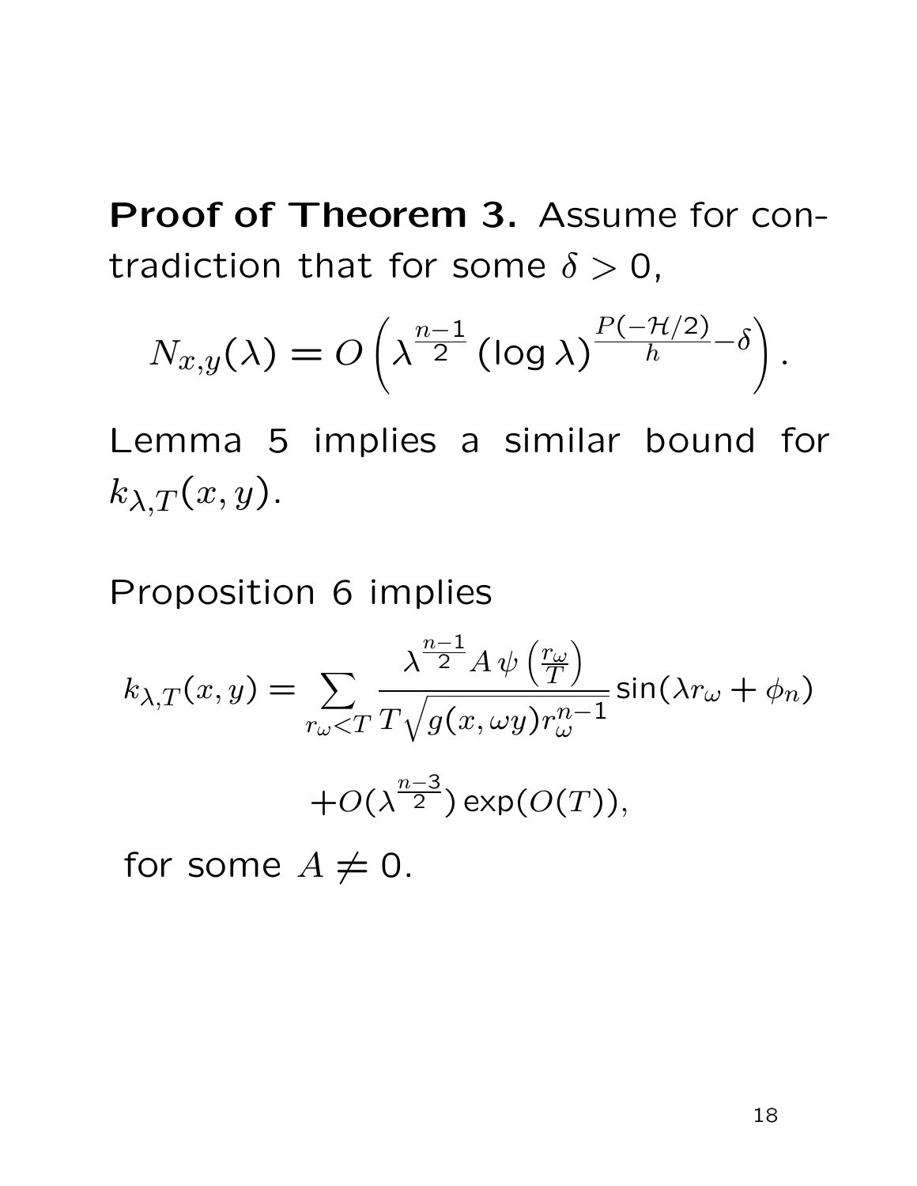**Proof of Theorem 3.** Assume for contradiction that for some $\delta > 0$,

$$N_{x,y}(\lambda) = O\left(\lambda^{\frac{n-1}{2}} (\log \lambda)^{\frac{P(-\mathcal{H}/2)}{h} - \delta}\right).$$

Lemma 5 implies a similar bound for $k_{\lambda,T}(x,y)$.

Proposition 6 implies

$$k_{\lambda,T}(x,y) = \sum_{r_\omega < T} \frac{\lambda^{\frac{n-1}{2}} A\, \psi\left(\frac{r_\omega}{T}\right)}{T\sqrt{g(x,\omega y) r_\omega^{n-1}}} \sin(\lambda r_\omega + \phi_n)$$

$$+ O(\lambda^{\frac{n-3}{2}}) \exp(O(T)),$$

for some $A \neq 0$.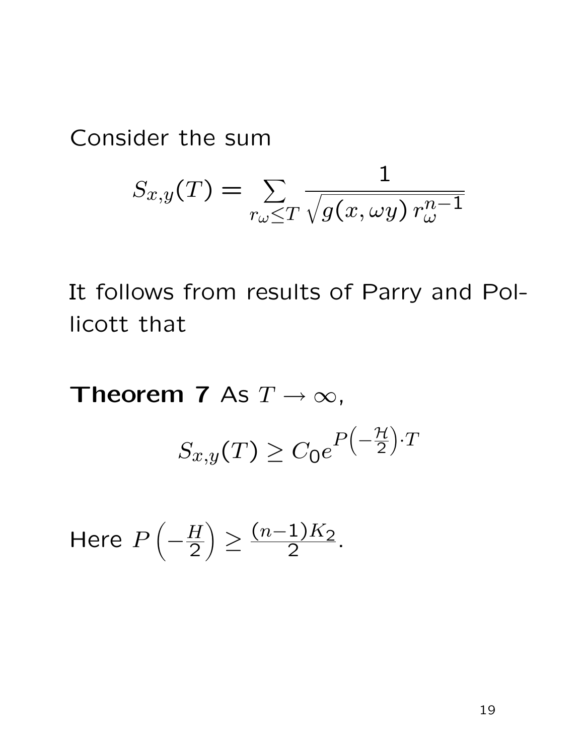Consider the sum

$$S_{x,y}(T) = \sum_{r_\omega \leq T} \frac{1}{\sqrt{g(x, \omega y)\, r_\omega^{n-1}}}$$

It follows from results of Parry and Pollicott that

**Theorem 7** As $T \to \infty$,

$$S_{x,y}(T) \geq C_0 e^{P\left(-\frac{\mathcal{H}}{2}\right) \cdot T}$$

Here $P\left(-\frac{H}{2}\right) \geq \frac{(n-1)K_2}{2}$.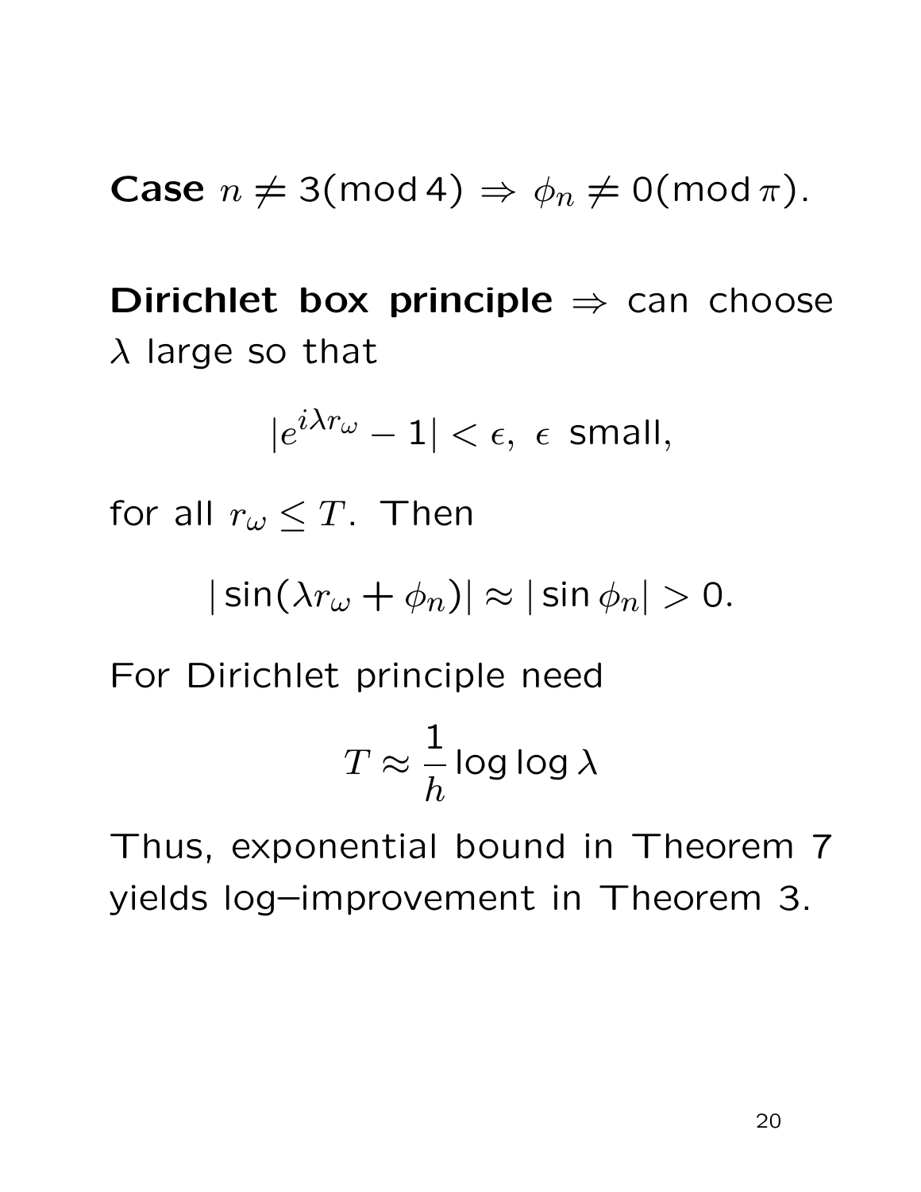**Case** $n \neq 3 (\mathrm{mod}\, 4) \Rightarrow \phi_n \neq 0 (\mathrm{mod}\, \pi)$.

**Dirichlet box principle** $\Rightarrow$ can choose $\lambda$ large so that

$$|e^{i\lambda r_\omega} - 1| < \epsilon, \ \epsilon \text{ small},$$

for all $r_\omega \leq T$. Then

$$|\sin(\lambda r_\omega + \phi_n)| \approx |\sin \phi_n| > 0.$$

For Dirichlet principle need

$$T \approx \frac{1}{h} \log \log \lambda$$

Thus, exponential bound in Theorem 7 yields log–improvement in Theorem 3.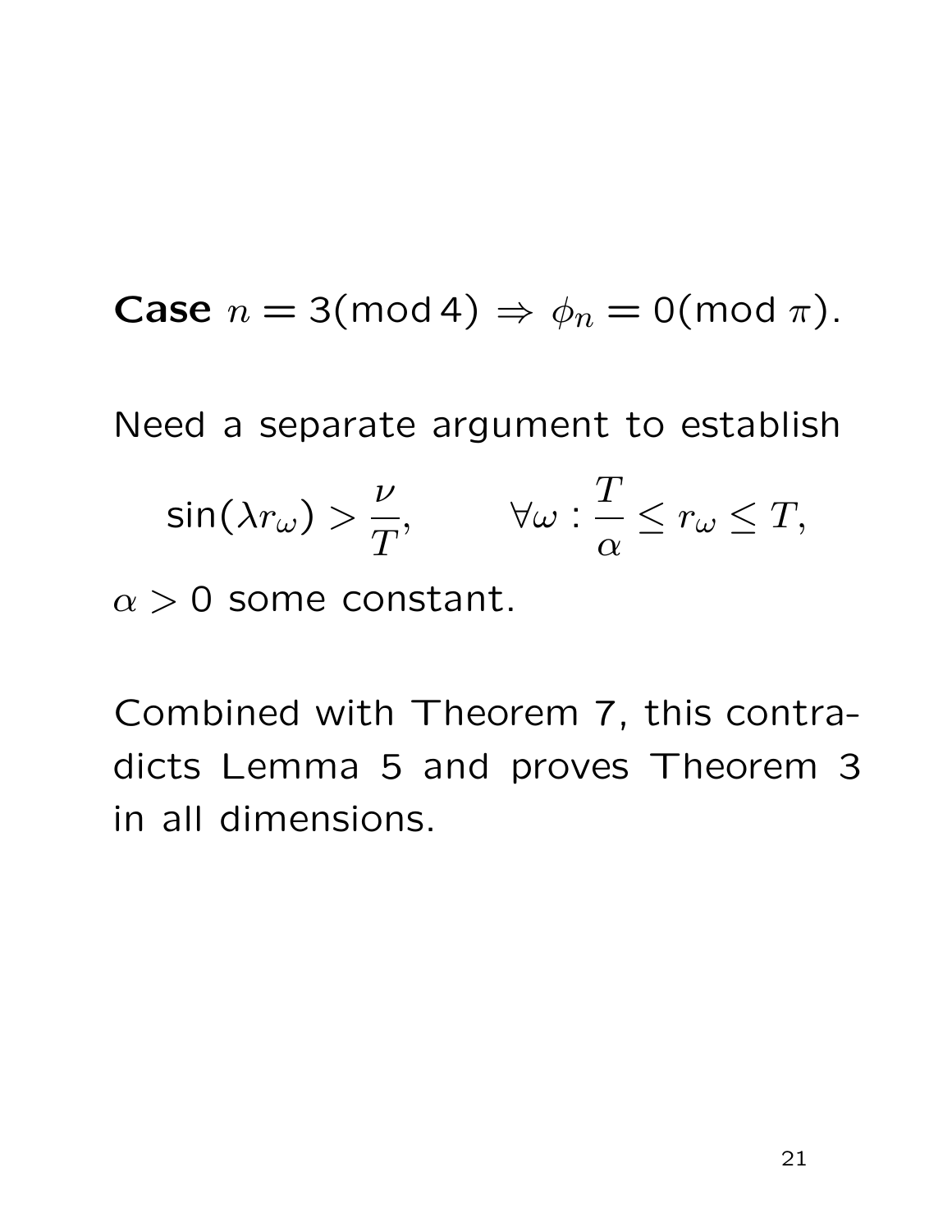**Case** $n = 3 (\mathrm{mod}\, 4) \Rightarrow \phi_n = 0 (\mathrm{mod}\, \pi)$.

Need a separate argument to establish

$$\sin(\lambda r_\omega) > \frac{\nu}{T}, \qquad \forall \omega : \frac{T}{\alpha} \leq r_\omega \leq T,$$

$\alpha > 0$ some constant.

Combined with Theorem 7, this contradicts Lemma 5 and proves Theorem 3 in all dimensions.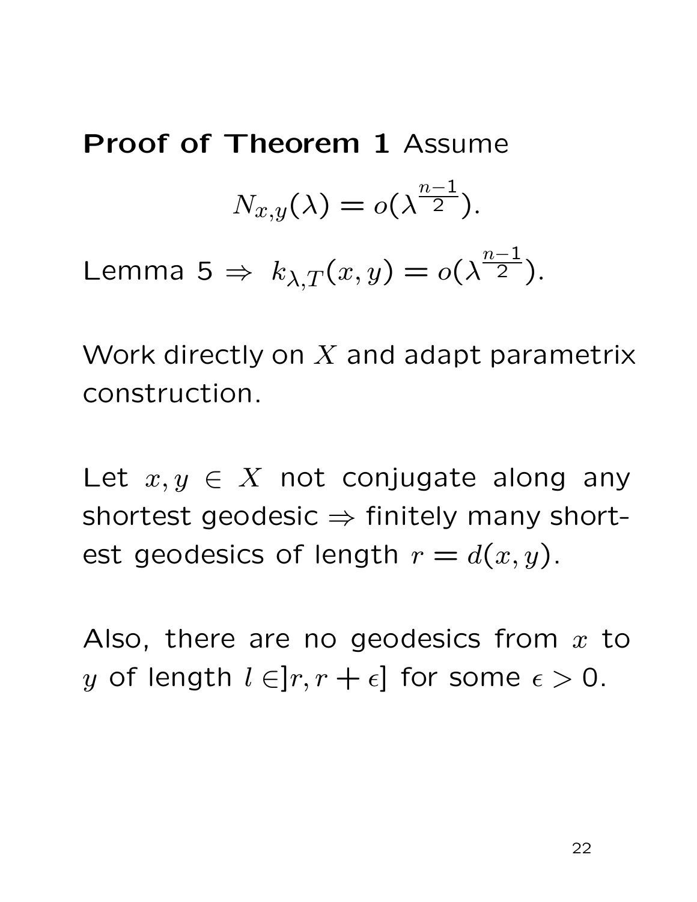**Proof of Theorem 1** Assume

$$N_{x,y}(\lambda) = o(\lambda^{\frac{n-1}{2}}).$$

Lemma 5 $\Rightarrow$ $k_{\lambda,T}(x,y) = o(\lambda^{\frac{n-1}{2}})$.

Work directly on $X$ and adapt parametrix construction.

Let $x, y \in X$ not conjugate along any shortest geodesic $\Rightarrow$ finitely many shortest geodesics of length $r = d(x,y)$.

Also, there are no geodesics from $x$ to $y$ of length $l \in ]r, r+\epsilon]$ for some $\epsilon > 0$.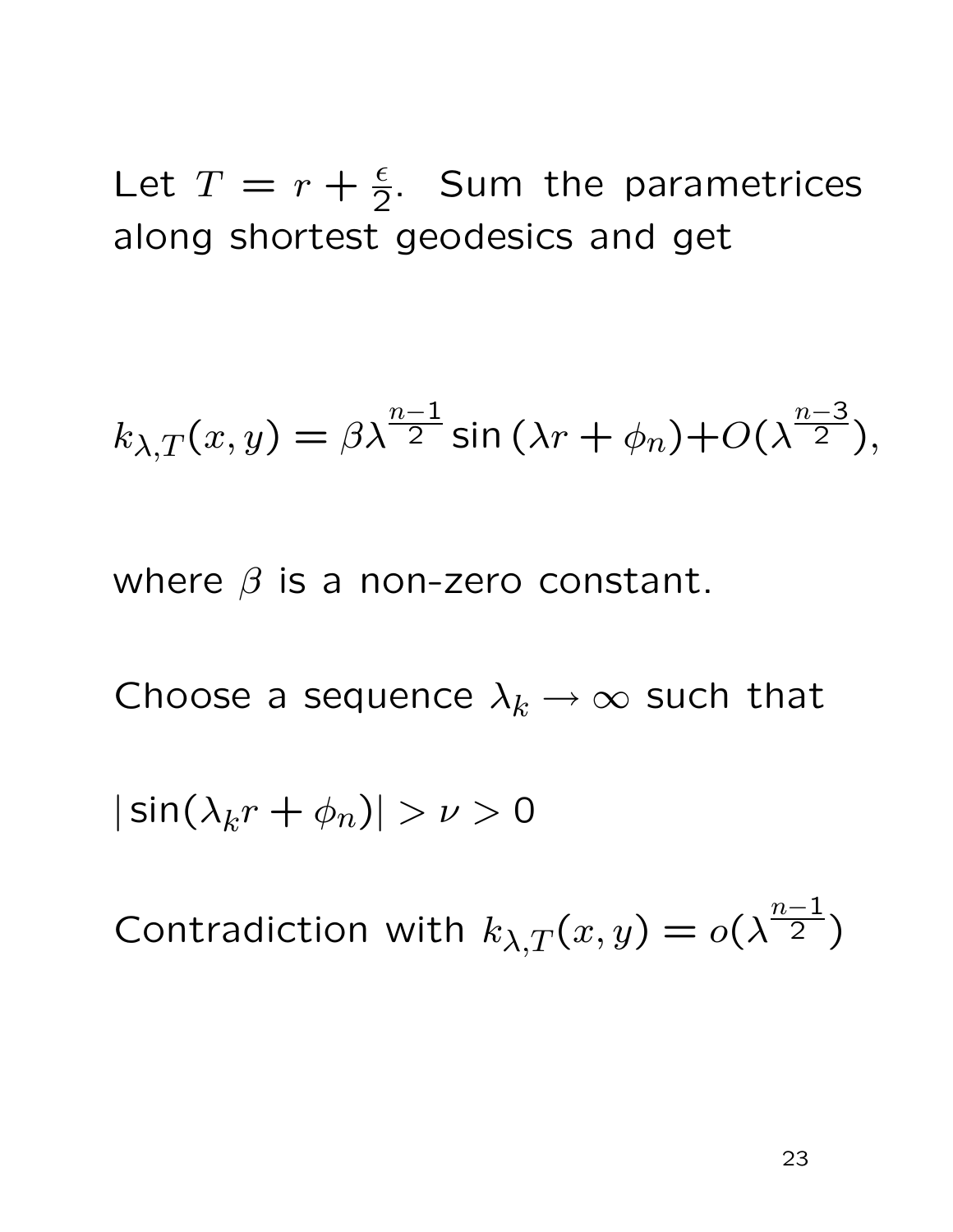Let $T = r + \frac{\epsilon}{2}$. Sum the parametrices along shortest geodesics and get

$$k_{\lambda,T}(x,y) = \beta\lambda^{\frac{n-1}{2}} \sin(\lambda r + \phi_n) + O(\lambda^{\frac{n-3}{2}}),$$

where $\beta$ is a non-zero constant.

Choose a sequence $\lambda_k \to \infty$ such that

$|\sin(\lambda_k r + \phi_n)| > \nu > 0$

Contradiction with $k_{\lambda,T}(x,y) = o(\lambda^{\frac{n-1}{2}})$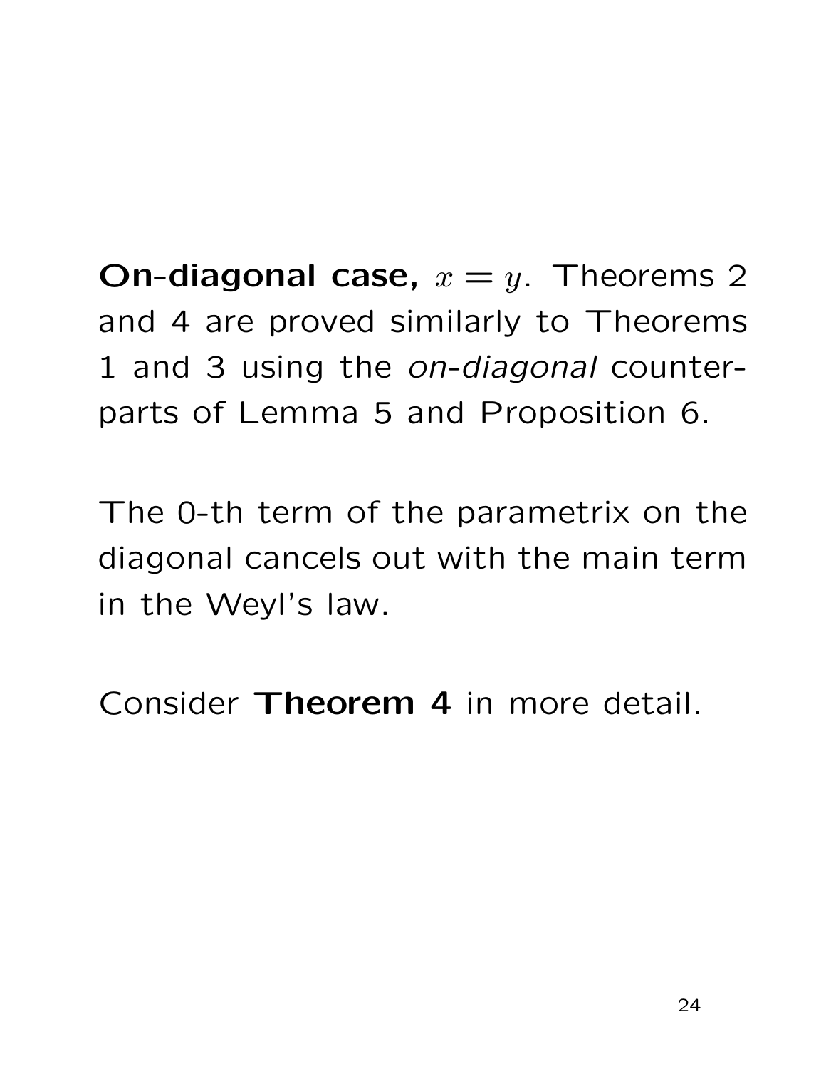**On-diagonal case,** $x = y$. Theorems 2 and 4 are proved similarly to Theorems 1 and 3 using the *on-diagonal* counterparts of Lemma 5 and Proposition 6.

The 0-th term of the parametrix on the diagonal cancels out with the main term in the Weyl's law.

Consider **Theorem 4** in more detail.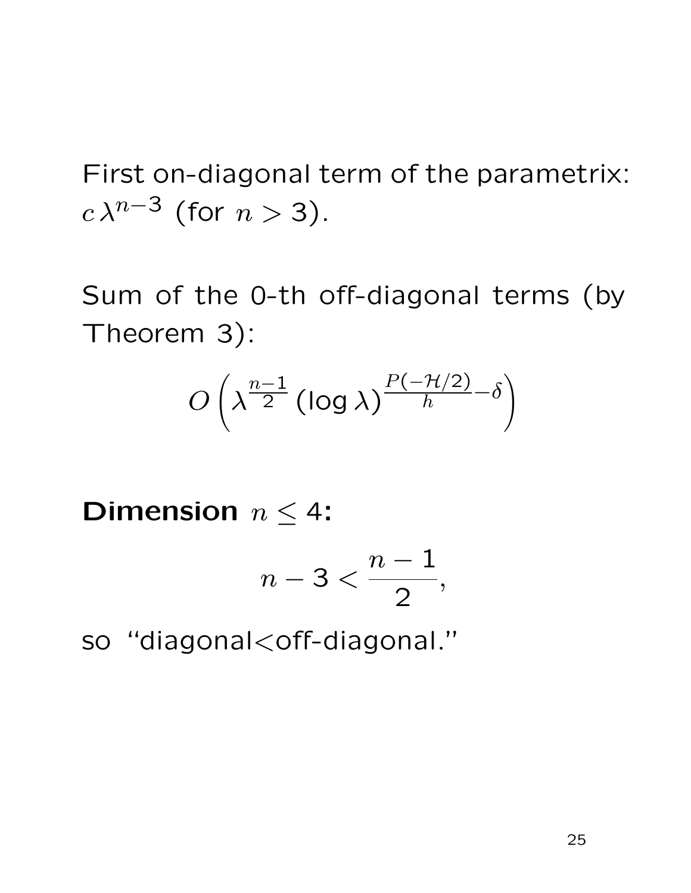First on-diagonal term of the parametrix: $c\,\lambda^{n-3}$ (for $n > 3$).

Sum of the 0-th off-diagonal terms (by Theorem 3):

$$O\left(\lambda^{\frac{n-1}{2}}\,(\log\lambda)^{\frac{P(-\mathcal{H}/2)}{h}-\delta}\right)$$

**Dimension** $n \leq 4$**:**

$$n - 3 < \frac{n-1}{2},$$

so "diagonal<off-diagonal."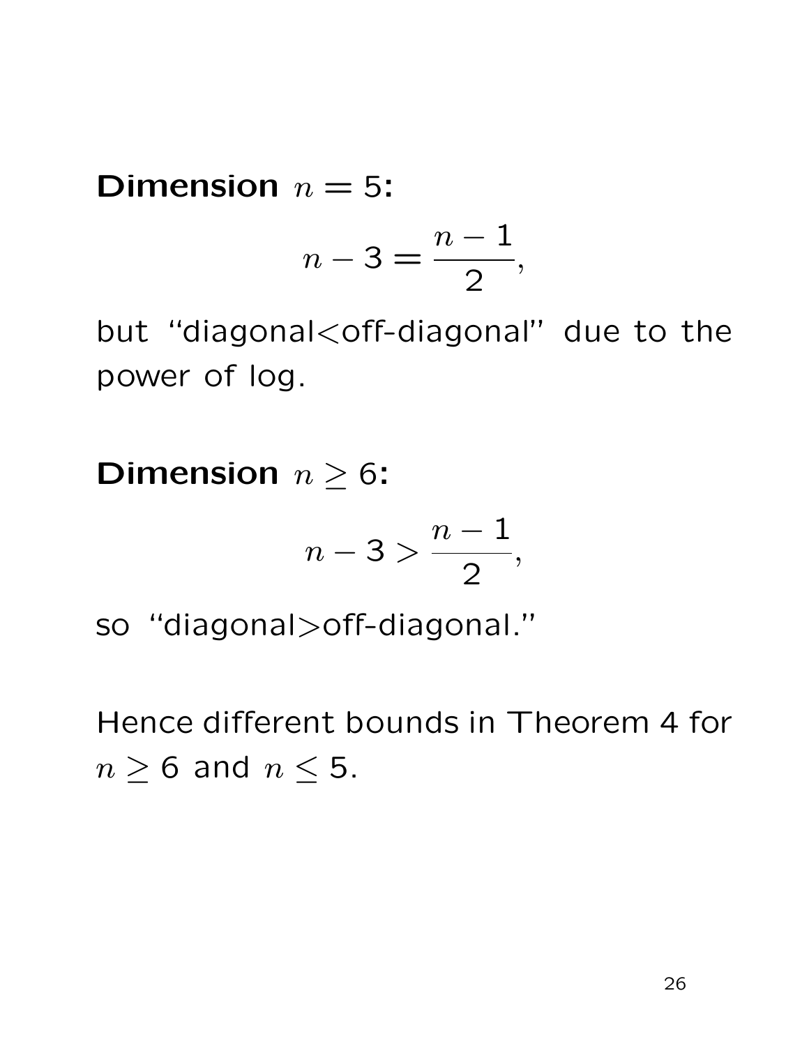**Dimension $n = 5$:**

$$n - 3 = \frac{n-1}{2},$$

but "diagonal<off-diagonal" due to the power of log.

**Dimension $n \geq 6$:**

$$n - 3 > \frac{n-1}{2},$$

so "diagonal>off-diagonal."

Hence different bounds in Theorem 4 for $n \geq 6$ and $n \leq 5$.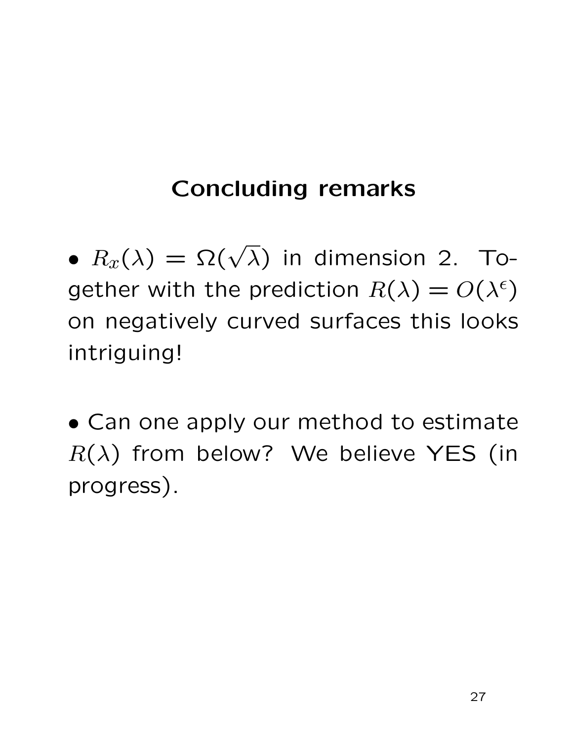# Concluding remarks

- $R_x(\lambda) = \Omega(\sqrt{\lambda})$ in dimension 2. Together with the prediction $R(\lambda) = O(\lambda^\epsilon)$ on negatively curved surfaces this looks intriguing!

- Can one apply our method to estimate $R(\lambda)$ from below? We believe YES (in progress).